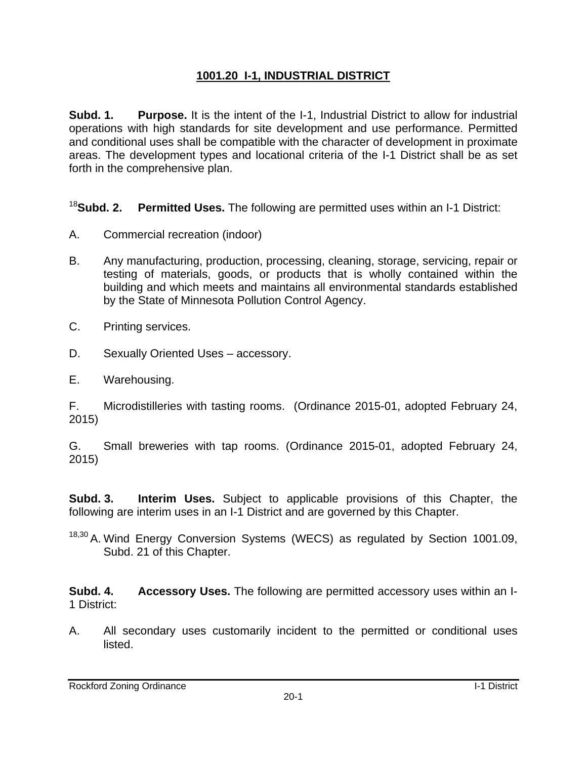# 1001.20 I-1, INDUSTRIAL DISTRICT

**Subd. 1. Purpose.** It is the intent of the I-1, Industrial District to allow for industrial operations with high standards for site development and use performance. Permitted and conditional uses shall be compatible with the character of development in proximate areas. The development types and locational criteria of the I-1 District shall be as set forth in the comprehensive plan.

[18]**Subd. 2. Permitted Uses.** The following are permitted uses within an I-1 District:

A. Commercial recreation (indoor)

B. Any manufacturing, production, processing, cleaning, storage, servicing, repair or testing of materials, goods, or products that is wholly contained within the building and which meets and maintains all environmental standards established by the State of Minnesota Pollution Control Agency.

C. Printing services.

D. Sexually Oriented Uses – accessory.

E. Warehousing.

F. Microdistilleries with tasting rooms. (Ordinance 2015-01, adopted February 24, 2015)

G. Small breweries with tap rooms. (Ordinance 2015-01, adopted February 24, 2015)

**Subd. 3. Interim Uses.** Subject to applicable provisions of this Chapter, the following are interim uses in an I-1 District and are governed by this Chapter.

[18,30] A. Wind Energy Conversion Systems (WECS) as regulated by Section 1001.09, Subd. 21 of this Chapter.

**Subd. 4. Accessory Uses.** The following are permitted accessory uses within an I-1 District:

A. All secondary uses customarily incident to the permitted or conditional uses listed.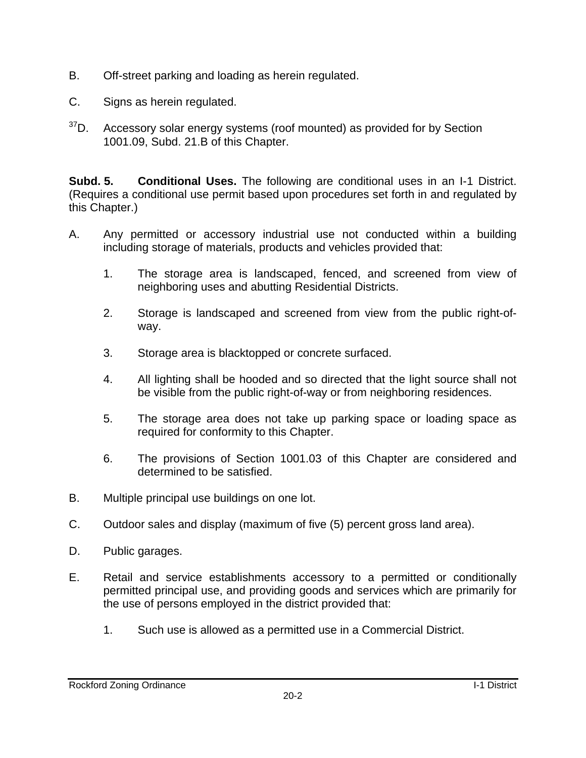B. Off-street parking and loading as herein regulated.

C. Signs as herein regulated.

[37]D. Accessory solar energy systems (roof mounted) as provided for by Section 1001.09, Subd. 21.B of this Chapter.

**Subd. 5. Conditional Uses.** The following are conditional uses in an I-1 District. (Requires a conditional use permit based upon procedures set forth in and regulated by this Chapter.)

A. Any permitted or accessory industrial use not conducted within a building including storage of materials, products and vehicles provided that:

   1. The storage area is landscaped, fenced, and screened from view of neighboring uses and abutting Residential Districts.

   2. Storage is landscaped and screened from view from the public right-of-way.

   3. Storage area is blacktopped or concrete surfaced.

   4. All lighting shall be hooded and so directed that the light source shall not be visible from the public right-of-way or from neighboring residences.

   5. The storage area does not take up parking space or loading space as required for conformity to this Chapter.

   6. The provisions of Section 1001.03 of this Chapter are considered and determined to be satisfied.

B. Multiple principal use buildings on one lot.

C. Outdoor sales and display (maximum of five (5) percent gross land area).

D. Public garages.

E. Retail and service establishments accessory to a permitted or conditionally permitted principal use, and providing goods and services which are primarily for the use of persons employed in the district provided that:

   1. Such use is allowed as a permitted use in a Commercial District.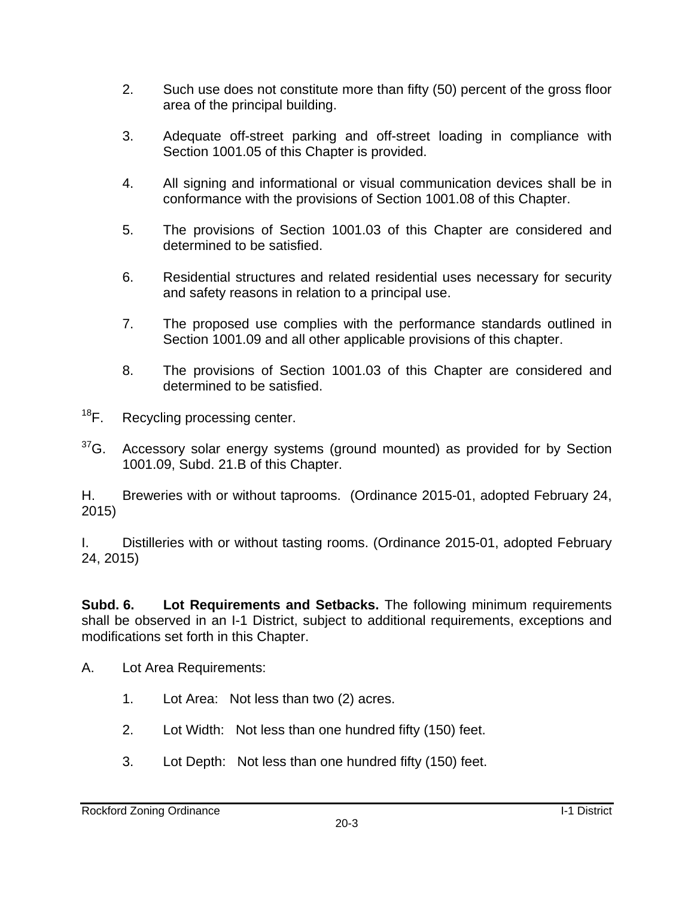2. Such use does not constitute more than fifty (50) percent of the gross floor area of the principal building.

3. Adequate off-street parking and off-street loading in compliance with Section 1001.05 of this Chapter is provided.

4. All signing and informational or visual communication devices shall be in conformance with the provisions of Section 1001.08 of this Chapter.

5. The provisions of Section 1001.03 of this Chapter are considered and determined to be satisfied.

6. Residential structures and related residential uses necessary for security and safety reasons in relation to a principal use.

7. The proposed use complies with the performance standards outlined in Section 1001.09 and all other applicable provisions of this chapter.

8. The provisions of Section 1001.03 of this Chapter are considered and determined to be satisfied.

[18]F. Recycling processing center.

[37]G. Accessory solar energy systems (ground mounted) as provided for by Section 1001.09, Subd. 21.B of this Chapter.

H. Breweries with or without taprooms. (Ordinance 2015-01, adopted February 24, 2015)

I. Distilleries with or without tasting rooms. (Ordinance 2015-01, adopted February 24, 2015)

**Subd. 6. Lot Requirements and Setbacks.** The following minimum requirements shall be observed in an I-1 District, subject to additional requirements, exceptions and modifications set forth in this Chapter.

A. Lot Area Requirements:

1. Lot Area: Not less than two (2) acres.

2. Lot Width: Not less than one hundred fifty (150) feet.

3. Lot Depth: Not less than one hundred fifty (150) feet.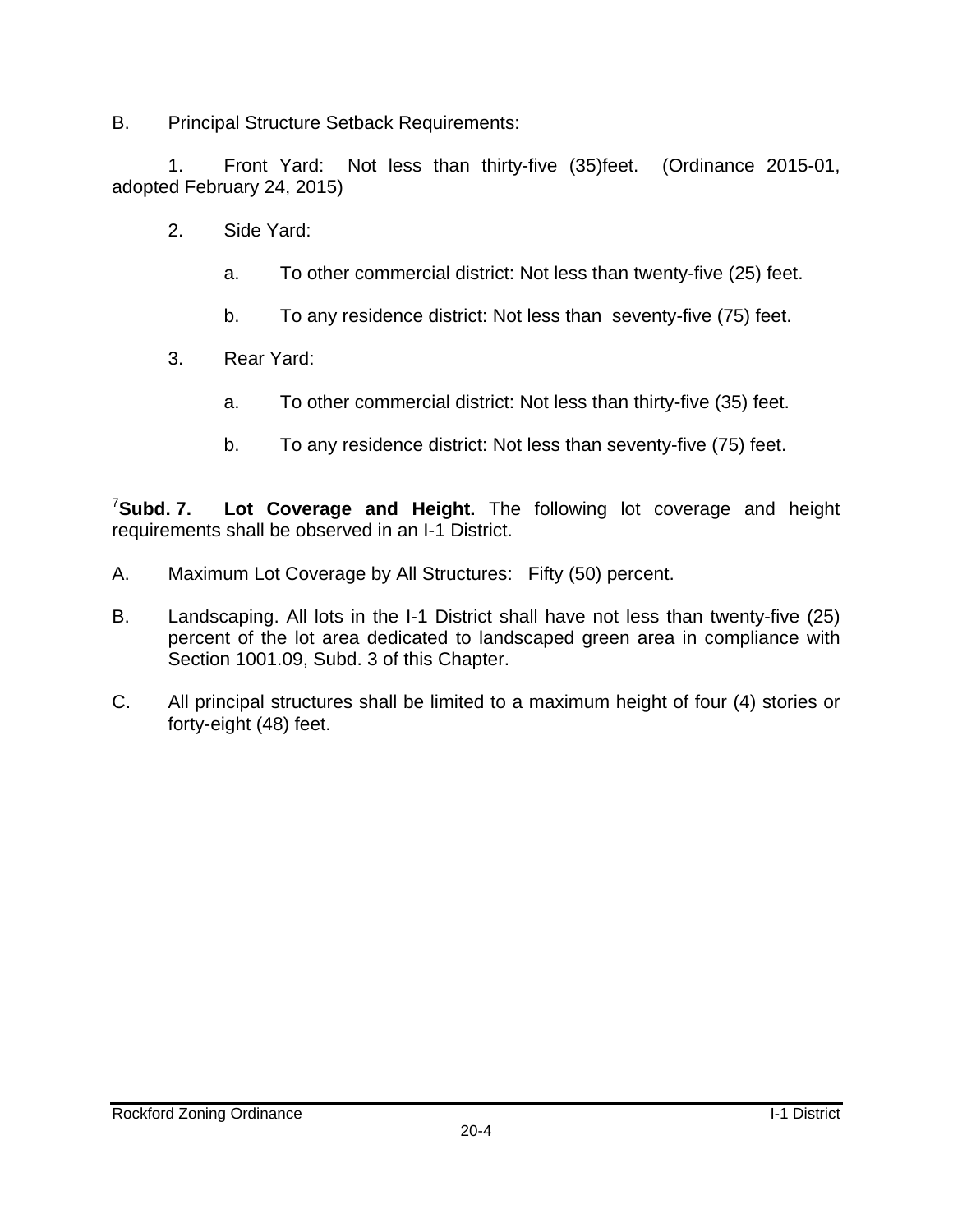B. Principal Structure Setback Requirements:

1. Front Yard: Not less than thirty-five (35)feet. (Ordinance 2015-01, adopted February 24, 2015)

2. Side Yard:

a. To other commercial district: Not less than twenty-five (25) feet.

b. To any residence district: Not less than seventy-five (75) feet.

3. Rear Yard:

a. To other commercial district: Not less than thirty-five (35) feet.

b. To any residence district: Not less than seventy-five (75) feet.

[7]**Subd. 7. Lot Coverage and Height.** The following lot coverage and height requirements shall be observed in an I-1 District.

A. Maximum Lot Coverage by All Structures: Fifty (50) percent.

B. Landscaping. All lots in the I-1 District shall have not less than twenty-five (25) percent of the lot area dedicated to landscaped green area in compliance with Section 1001.09, Subd. 3 of this Chapter.

C. All principal structures shall be limited to a maximum height of four (4) stories or forty-eight (48) feet.